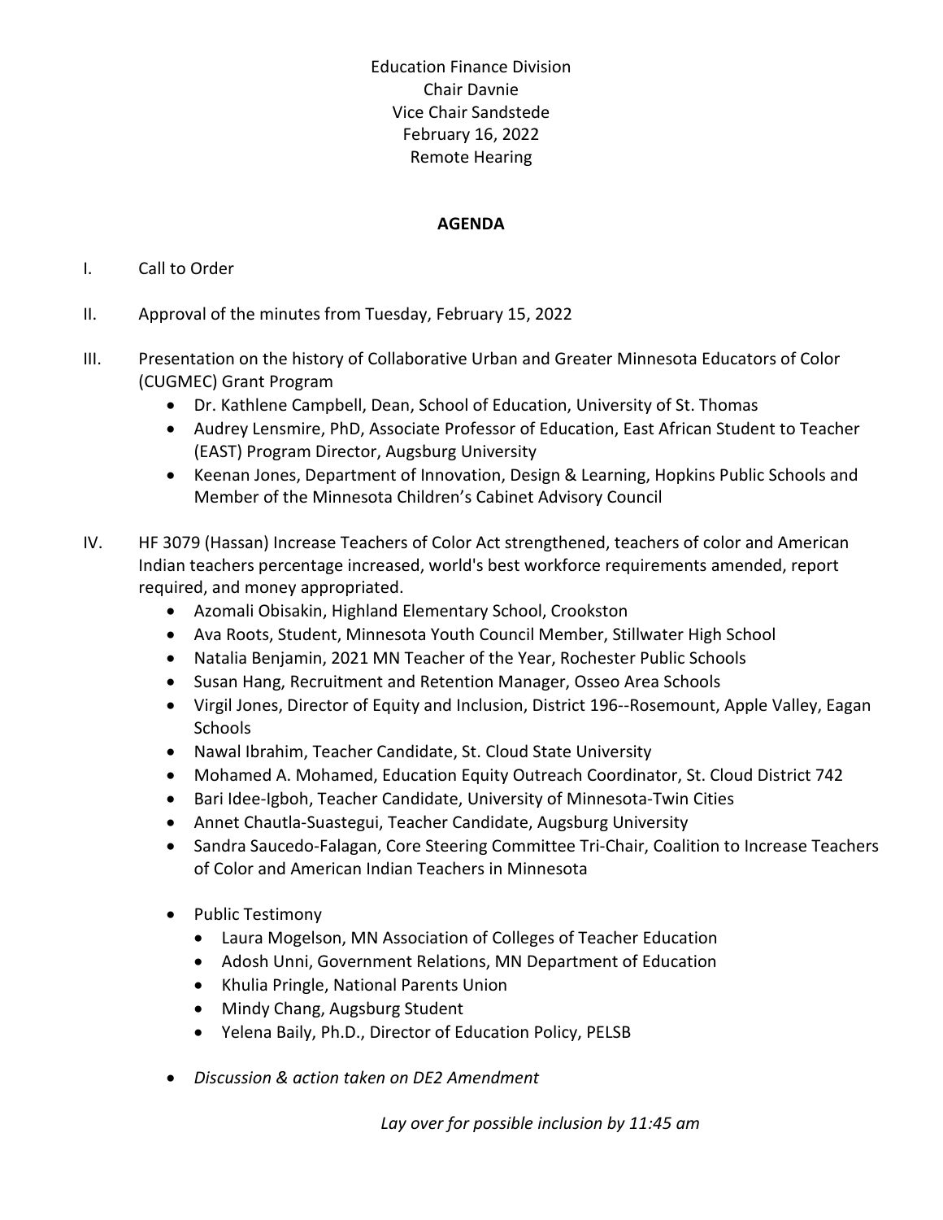Education Finance Division
Chair Davnie
Vice Chair Sandstede
February 16, 2022
Remote Hearing

**AGENDA**

I. Call to Order

II. Approval of the minutes from Tuesday, February 15, 2022

III. Presentation on the history of Collaborative Urban and Greater Minnesota Educators of Color (CUGMEC) Grant Program
- Dr. Kathlene Campbell, Dean, School of Education, University of St. Thomas
- Audrey Lensmire, PhD, Associate Professor of Education, East African Student to Teacher (EAST) Program Director, Augsburg University
- Keenan Jones, Department of Innovation, Design & Learning, Hopkins Public Schools and Member of the Minnesota Children's Cabinet Advisory Council

IV. HF 3079 (Hassan) Increase Teachers of Color Act strengthened, teachers of color and American Indian teachers percentage increased, world's best workforce requirements amended, report required, and money appropriated.
- Azomali Obisakin, Highland Elementary School, Crookston
- Ava Roots, Student, Minnesota Youth Council Member, Stillwater High School
- Natalia Benjamin, 2021 MN Teacher of the Year, Rochester Public Schools
- Susan Hang, Recruitment and Retention Manager, Osseo Area Schools
- Virgil Jones, Director of Equity and Inclusion, District 196--Rosemount, Apple Valley, Eagan Schools
- Nawal Ibrahim, Teacher Candidate, St. Cloud State University
- Mohamed A. Mohamed, Education Equity Outreach Coordinator, St. Cloud District 742
- Bari Idee-Igboh, Teacher Candidate, University of Minnesota-Twin Cities
- Annet Chautla-Suastegui, Teacher Candidate, Augsburg University
- Sandra Saucedo-Falagan, Core Steering Committee Tri-Chair, Coalition to Increase Teachers of Color and American Indian Teachers in Minnesota
- Public Testimony
  - Laura Mogelson, MN Association of Colleges of Teacher Education
  - Adosh Unni, Government Relations, MN Department of Education
  - Khulia Pringle, National Parents Union
  - Mindy Chang, Augsburg Student
  - Yelena Baily, Ph.D., Director of Education Policy, PELSB
- *Discussion & action taken on DE2 Amendment*

*Lay over for possible inclusion by 11:45 am*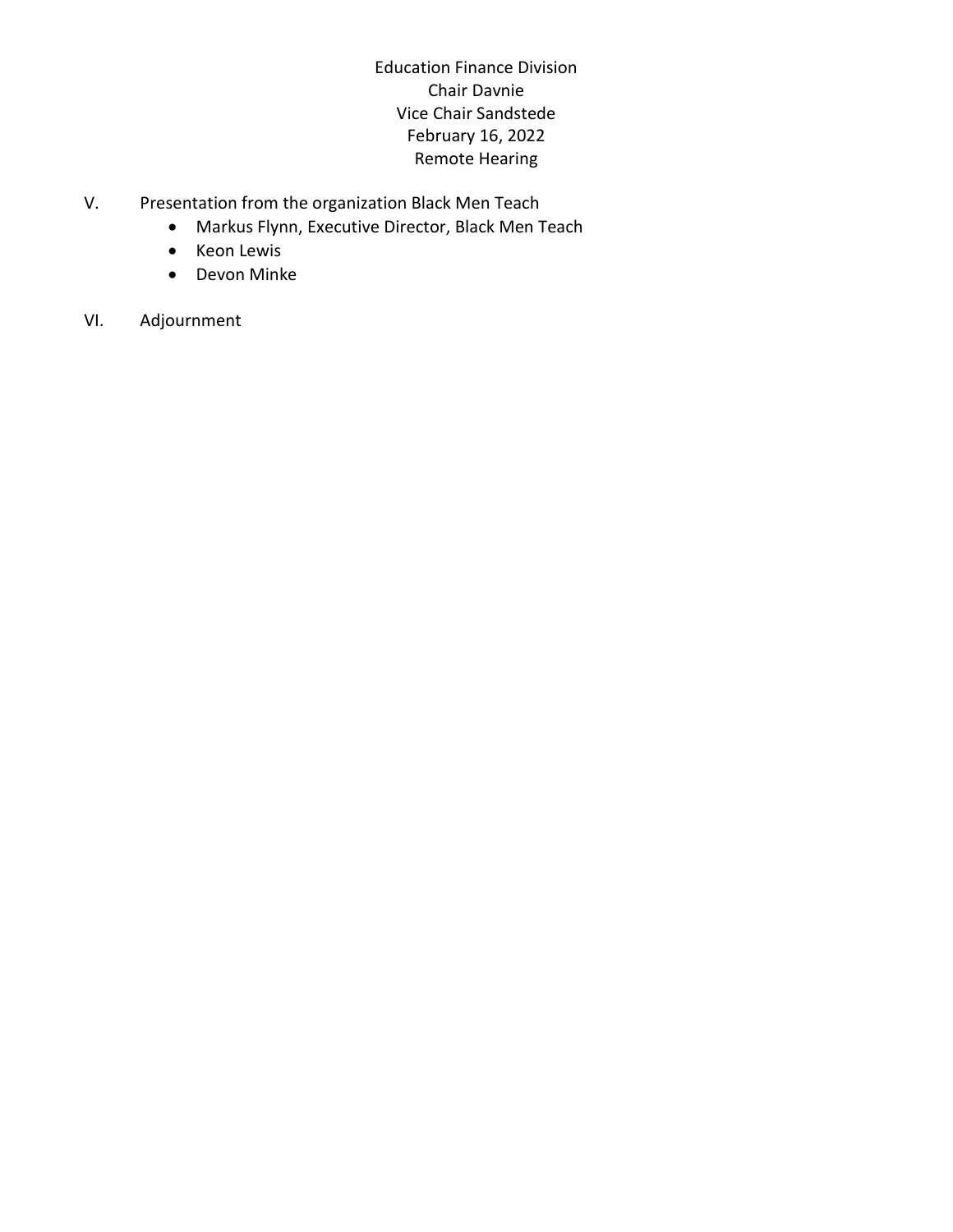Education Finance Division
Chair Davnie
Vice Chair Sandstede
February 16, 2022
Remote Hearing

V. Presentation from the organization Black Men Teach
- Markus Flynn, Executive Director, Black Men Teach
- Keon Lewis
- Devon Minke

VI. Adjournment